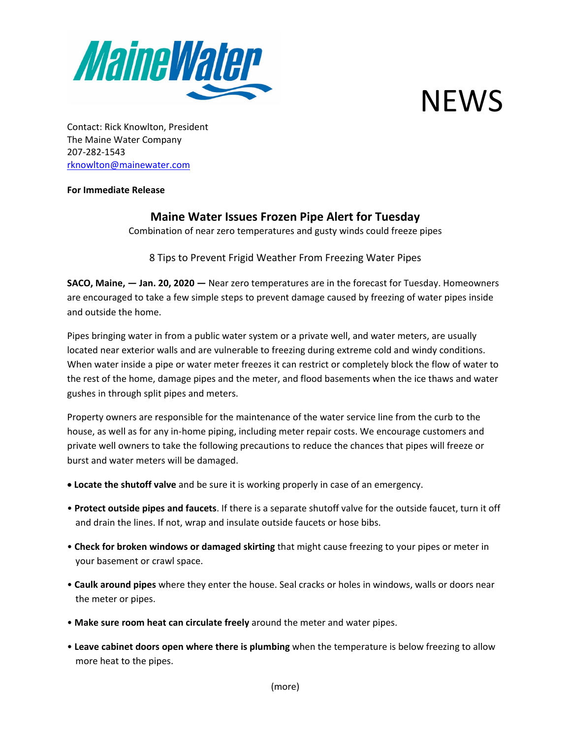MaineWater

NEWS

Contact: Rick Knowlton, President
The Maine Water Company
207-282-1543
rknowlton@mainewater.com

**For Immediate Release**

## Maine Water Issues Frozen Pipe Alert for Tuesday

Combination of near zero temperatures and gusty winds could freeze pipes

8 Tips to Prevent Frigid Weather From Freezing Water Pipes

**SACO, Maine, — Jan. 20, 2020 —** Near zero temperatures are in the forecast for Tuesday. Homeowners are encouraged to take a few simple steps to prevent damage caused by freezing of water pipes inside and outside the home.

Pipes bringing water in from a public water system or a private well, and water meters, are usually located near exterior walls and are vulnerable to freezing during extreme cold and windy conditions. When water inside a pipe or water meter freezes it can restrict or completely block the flow of water to the rest of the home, damage pipes and the meter, and flood basements when the ice thaws and water gushes in through split pipes and meters.

Property owners are responsible for the maintenance of the water service line from the curb to the house, as well as for any in-home piping, including meter repair costs. We encourage customers and private well owners to take the following precautions to reduce the chances that pipes will freeze or burst and water meters will be damaged.

- **Locate the shutoff valve** and be sure it is working properly in case of an emergency.
- **Protect outside pipes and faucets**. If there is a separate shutoff valve for the outside faucet, turn it off and drain the lines. If not, wrap and insulate outside faucets or hose bibs.
- **Check for broken windows or damaged skirting** that might cause freezing to your pipes or meter in your basement or crawl space.
- **Caulk around pipes** where they enter the house. Seal cracks or holes in windows, walls or doors near the meter or pipes.
- **Make sure room heat can circulate freely** around the meter and water pipes.
- **Leave cabinet doors open where there is plumbing** when the temperature is below freezing to allow more heat to the pipes.

(more)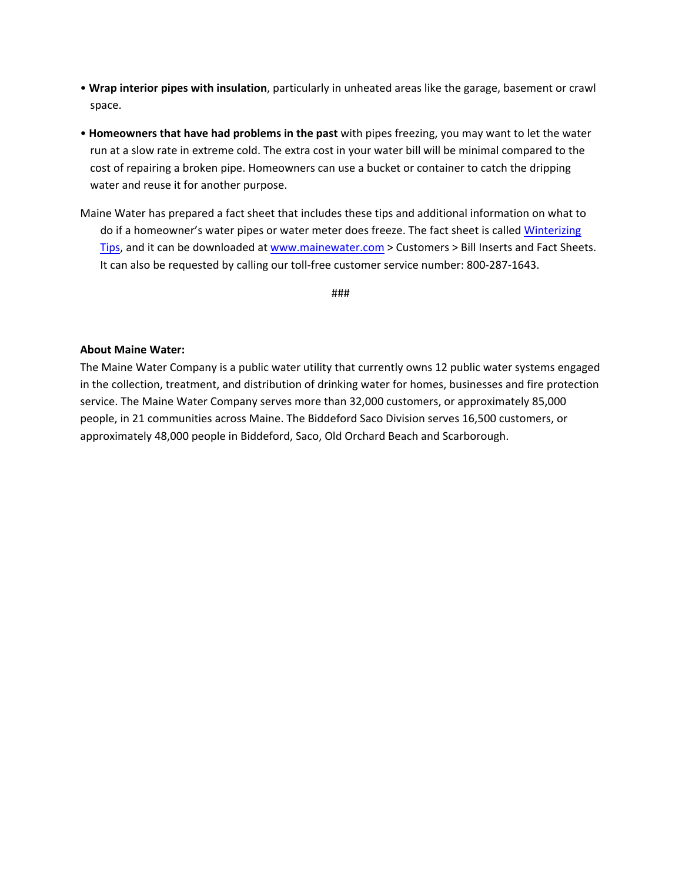- **Wrap interior pipes with insulation**, particularly in unheated areas like the garage, basement or crawl space.

- **Homeowners that have had problems in the past** with pipes freezing, you may want to let the water run at a slow rate in extreme cold. The extra cost in your water bill will be minimal compared to the cost of repairing a broken pipe. Homeowners can use a bucket or container to catch the dripping water and reuse it for another purpose.

Maine Water has prepared a fact sheet that includes these tips and additional information on what to do if a homeowner's water pipes or water meter does freeze. The fact sheet is called Winterizing Tips, and it can be downloaded at www.mainewater.com > Customers > Bill Inserts and Fact Sheets. It can also be requested by calling our toll-free customer service number: 800-287-1643.

###

**About Maine Water:**

The Maine Water Company is a public water utility that currently owns 12 public water systems engaged in the collection, treatment, and distribution of drinking water for homes, businesses and fire protection service. The Maine Water Company serves more than 32,000 customers, or approximately 85,000 people, in 21 communities across Maine. The Biddeford Saco Division serves 16,500 customers, or approximately 48,000 people in Biddeford, Saco, Old Orchard Beach and Scarborough.